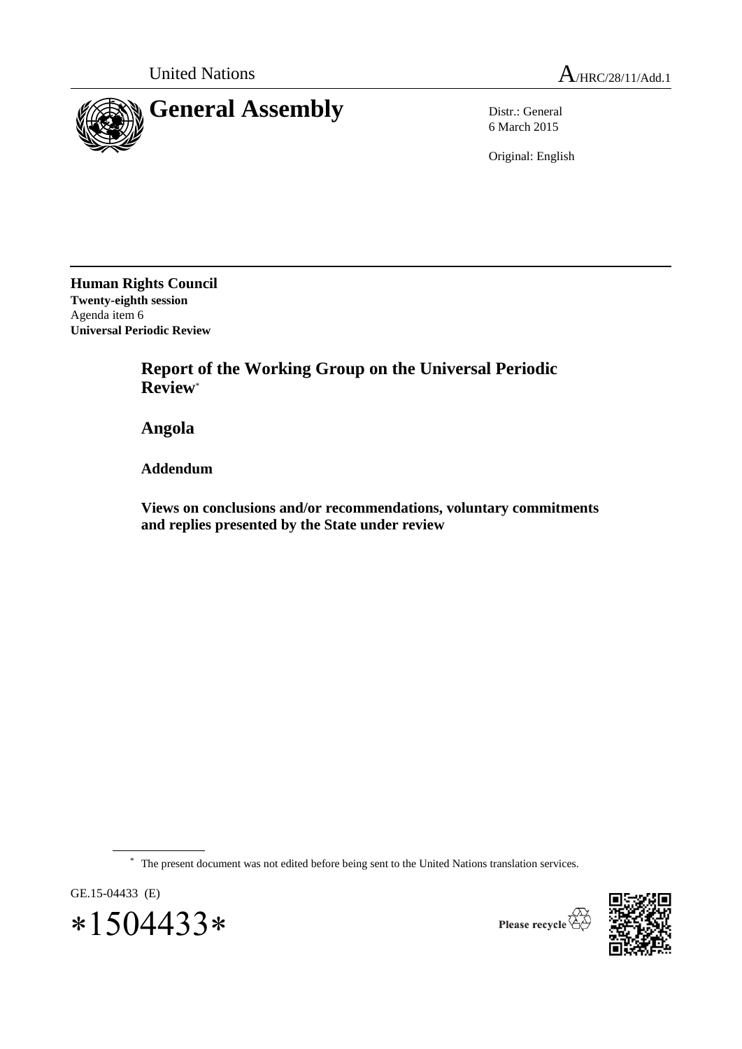United Nations A/HRC/28/11/Add.1

# General Assembly

Distr.: General
6 March 2015

Original: English

**Human Rights Council**
**Twenty-eighth session**
Agenda item 6
**Universal Periodic Review**

## Report of the Working Group on the Universal Periodic Review*

## Angola

### Addendum

### Views on conclusions and/or recommendations, voluntary commitments and replies presented by the State under review

\* The present document was not edited before being sent to the United Nations translation services.

GE.15-04433 (E)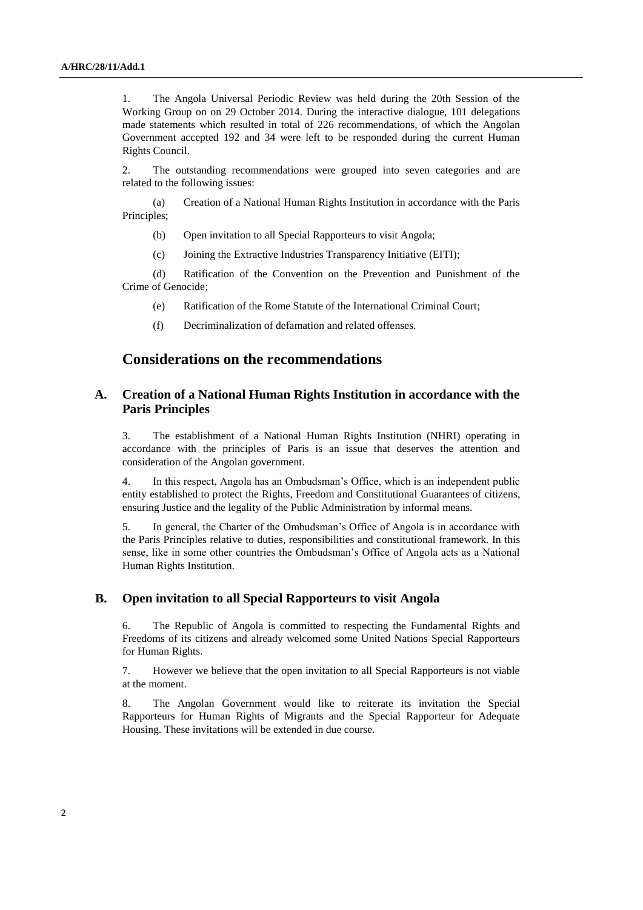1. The Angola Universal Periodic Review was held during the 20th Session of the Working Group on on 29 October 2014. During the interactive dialogue, 101 delegations made statements which resulted in total of 226 recommendations, of which the Angolan Government accepted 192 and 34 were left to be responded during the current Human Rights Council.

2. The outstanding recommendations were grouped into seven categories and are related to the following issues:

(a) Creation of a National Human Rights Institution in accordance with the Paris Principles;

(b) Open invitation to all Special Rapporteurs to visit Angola;

(c) Joining the Extractive Industries Transparency Initiative (EITI);

(d) Ratification of the Convention on the Prevention and Punishment of the Crime of Genocide;

(e) Ratification of the Rome Statute of the International Criminal Court;

(f) Decriminalization of defamation and related offenses.

## Considerations on the recommendations

### A. Creation of a National Human Rights Institution in accordance with the Paris Principles

3. The establishment of a National Human Rights Institution (NHRI) operating in accordance with the principles of Paris is an issue that deserves the attention and consideration of the Angolan government.

4. In this respect, Angola has an Ombudsman's Office, which is an independent public entity established to protect the Rights, Freedom and Constitutional Guarantees of citizens, ensuring Justice and the legality of the Public Administration by informal means.

5. In general, the Charter of the Ombudsman's Office of Angola is in accordance with the Paris Principles relative to duties, responsibilities and constitutional framework. In this sense, like in some other countries the Ombudsman's Office of Angola acts as a National Human Rights Institution.

### B. Open invitation to all Special Rapporteurs to visit Angola

6. The Republic of Angola is committed to respecting the Fundamental Rights and Freedoms of its citizens and already welcomed some United Nations Special Rapporteurs for Human Rights.

7. However we believe that the open invitation to all Special Rapporteurs is not viable at the moment.

8. The Angolan Government would like to reiterate its invitation the Special Rapporteurs for Human Rights of Migrants and the Special Rapporteur for Adequate Housing. These invitations will be extended in due course.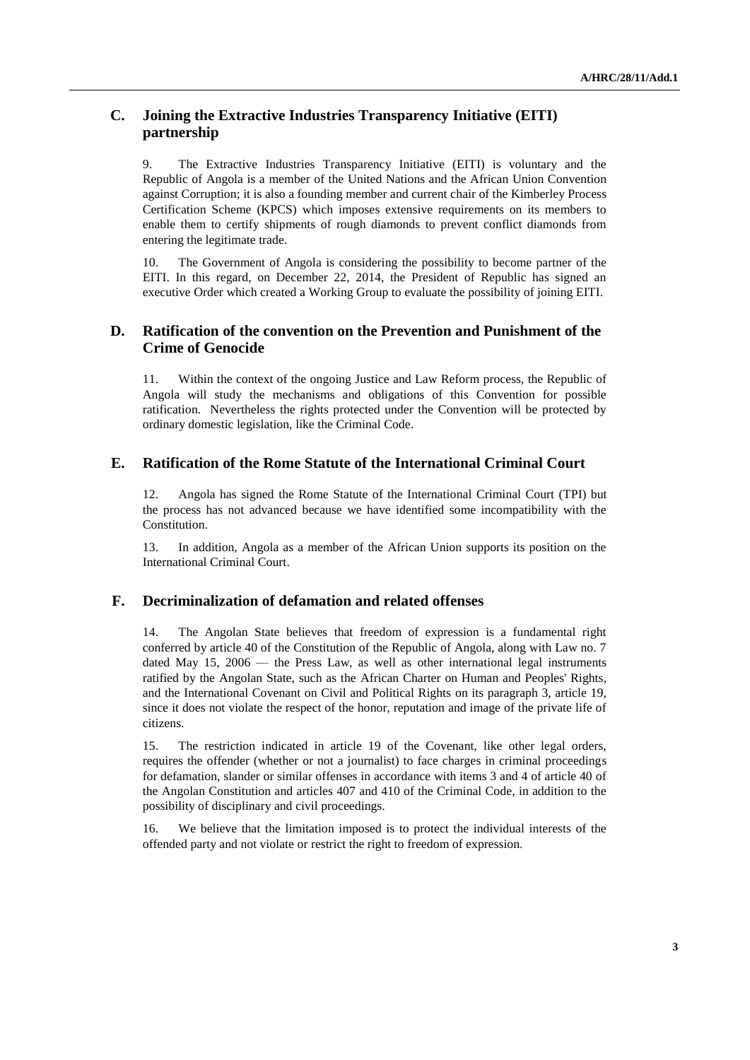## C. Joining the Extractive Industries Transparency Initiative (EITI) partnership

9. The Extractive Industries Transparency Initiative (EITI) is voluntary and the Republic of Angola is a member of the United Nations and the African Union Convention against Corruption; it is also a founding member and current chair of the Kimberley Process Certification Scheme (KPCS) which imposes extensive requirements on its members to enable them to certify shipments of rough diamonds to prevent conflict diamonds from entering the legitimate trade.

10. The Government of Angola is considering the possibility to become partner of the EITI. In this regard, on December 22, 2014, the President of Republic has signed an executive Order which created a Working Group to evaluate the possibility of joining EITI.

## D. Ratification of the convention on the Prevention and Punishment of the Crime of Genocide

11. Within the context of the ongoing Justice and Law Reform process, the Republic of Angola will study the mechanisms and obligations of this Convention for possible ratification. Nevertheless the rights protected under the Convention will be protected by ordinary domestic legislation, like the Criminal Code.

## E. Ratification of the Rome Statute of the International Criminal Court

12. Angola has signed the Rome Statute of the International Criminal Court (TPI) but the process has not advanced because we have identified some incompatibility with the Constitution.

13. In addition, Angola as a member of the African Union supports its position on the International Criminal Court.

## F. Decriminalization of defamation and related offenses

14. The Angolan State believes that freedom of expression is a fundamental right conferred by article 40 of the Constitution of the Republic of Angola, along with Law no. 7 dated May 15, 2006 — the Press Law, as well as other international legal instruments ratified by the Angolan State, such as the African Charter on Human and Peoples' Rights, and the International Covenant on Civil and Political Rights on its paragraph 3, article 19, since it does not violate the respect of the honor, reputation and image of the private life of citizens.

15. The restriction indicated in article 19 of the Covenant, like other legal orders, requires the offender (whether or not a journalist) to face charges in criminal proceedings for defamation, slander or similar offenses in accordance with items 3 and 4 of article 40 of the Angolan Constitution and articles 407 and 410 of the Criminal Code, in addition to the possibility of disciplinary and civil proceedings.

16. We believe that the limitation imposed is to protect the individual interests of the offended party and not violate or restrict the right to freedom of expression.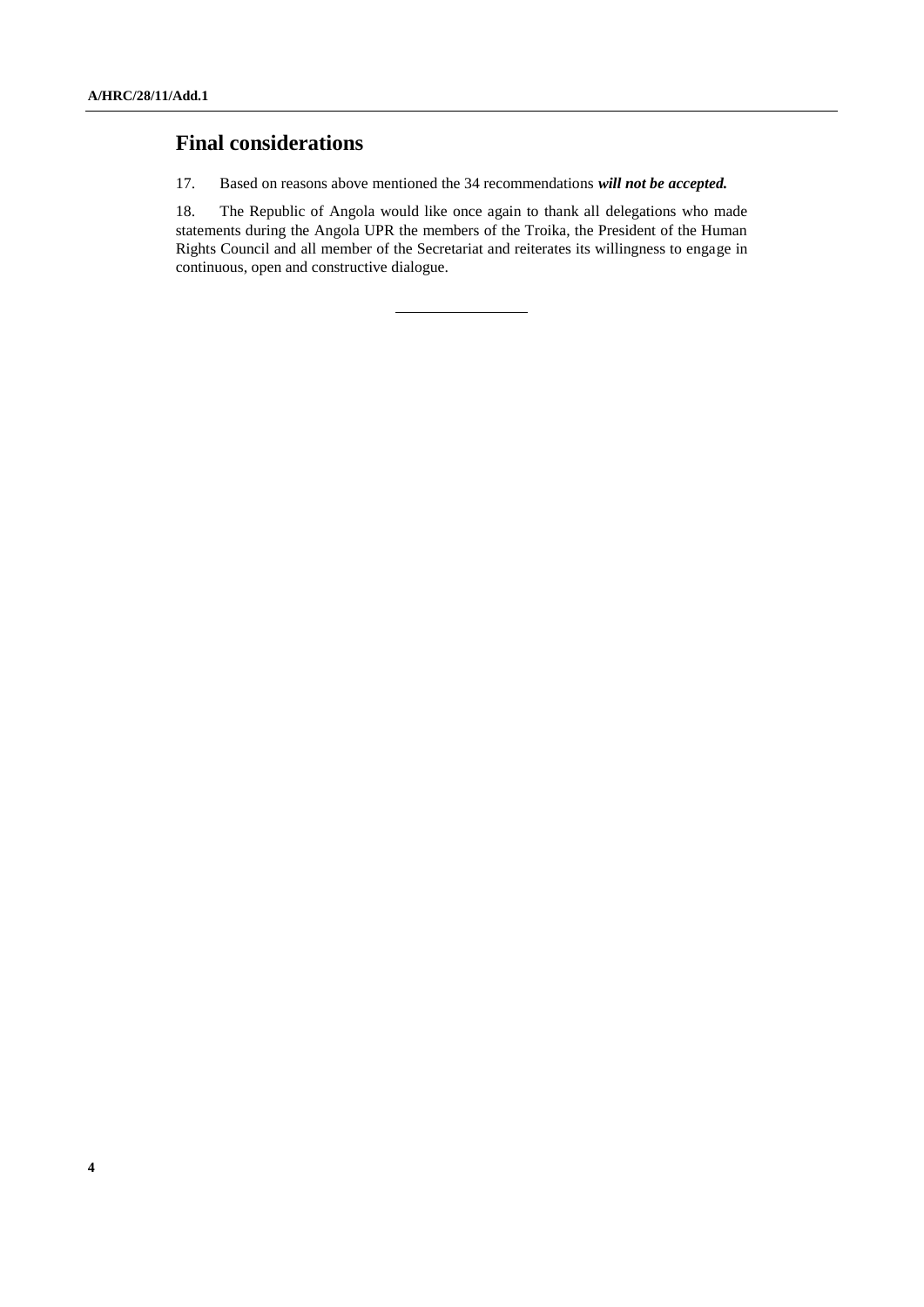## Final considerations

17. Based on reasons above mentioned the 34 recommendations ***will not be accepted.***

18. The Republic of Angola would like once again to thank all delegations who made statements during the Angola UPR the members of the Troika, the President of the Human Rights Council and all member of the Secretariat and reiterates its willingness to engage in continuous, open and constructive dialogue.